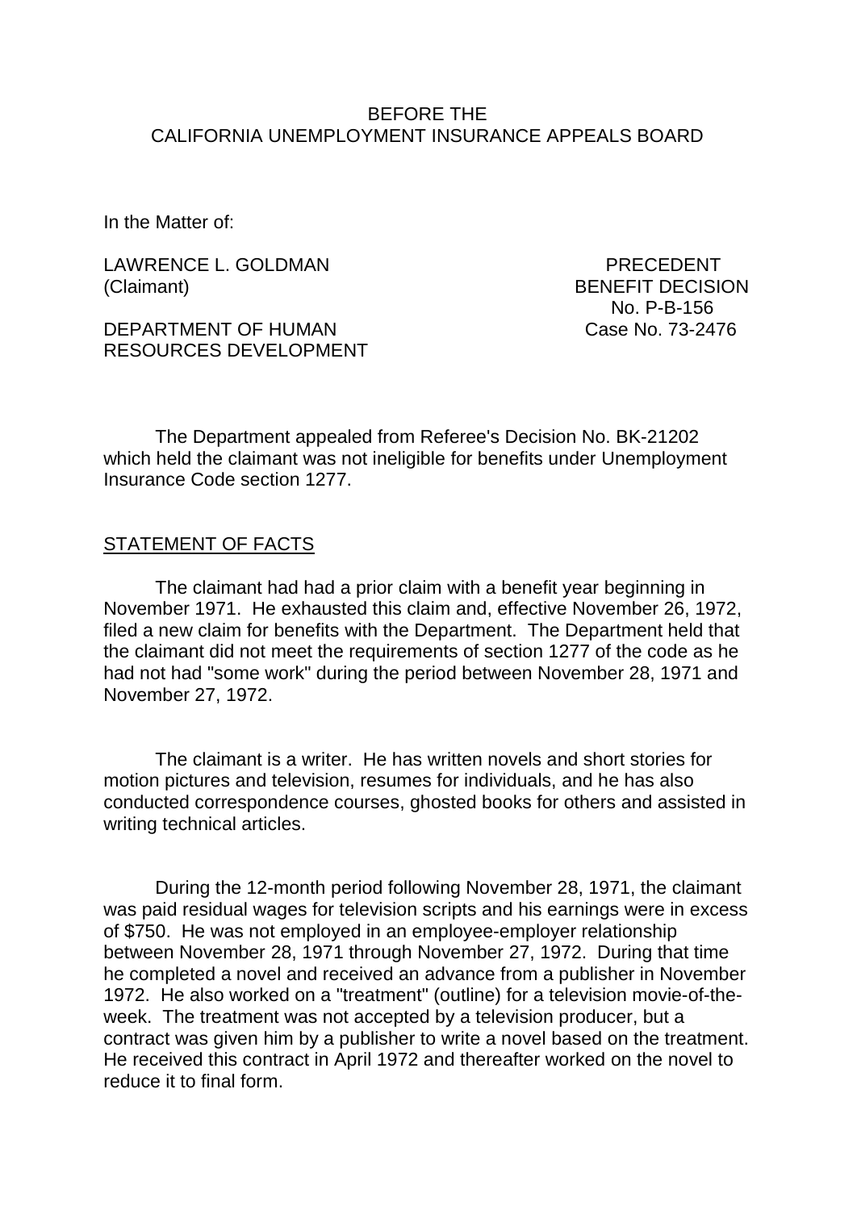BEFORE THE
CALIFORNIA UNEMPLOYMENT INSURANCE APPEALS BOARD

In the Matter of:

| | |
|---|---|
| LAWRENCE L. GOLDMAN (Claimant) | PRECEDENT BENEFIT DECISION No. P-B-156 |
| DEPARTMENT OF HUMAN RESOURCES DEVELOPMENT | Case No. 73-2476 |

The Department appealed from Referee's Decision No. BK-21202 which held the claimant was not ineligible for benefits under Unemployment Insurance Code section 1277.

## STATEMENT OF FACTS

The claimant had had a prior claim with a benefit year beginning in November 1971. He exhausted this claim and, effective November 26, 1972, filed a new claim for benefits with the Department. The Department held that the claimant did not meet the requirements of section 1277 of the code as he had not had "some work" during the period between November 28, 1971 and November 27, 1972.

The claimant is a writer. He has written novels and short stories for motion pictures and television, resumes for individuals, and he has also conducted correspondence courses, ghosted books for others and assisted in writing technical articles.

During the 12-month period following November 28, 1971, the claimant was paid residual wages for television scripts and his earnings were in excess of $750. He was not employed in an employee-employer relationship between November 28, 1971 through November 27, 1972. During that time he completed a novel and received an advance from a publisher in November 1972. He also worked on a "treatment" (outline) for a television movie-of-the-week. The treatment was not accepted by a television producer, but a contract was given him by a publisher to write a novel based on the treatment. He received this contract in April 1972 and thereafter worked on the novel to reduce it to final form.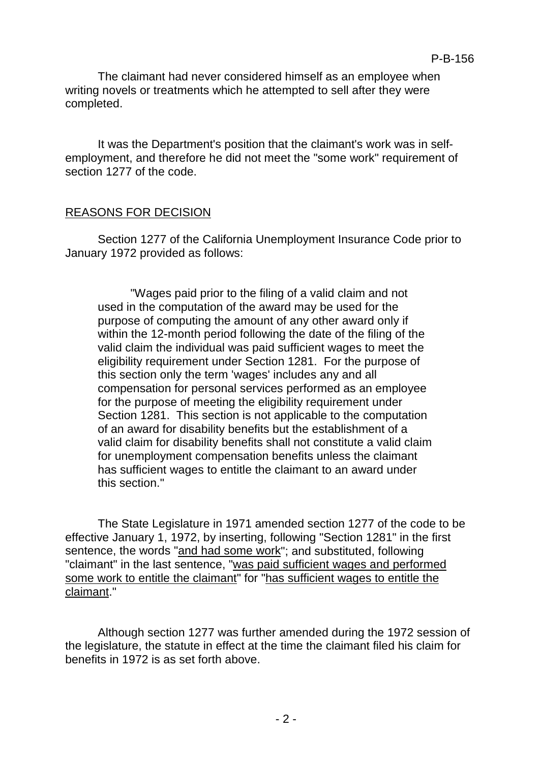The claimant had never considered himself as an employee when writing novels or treatments which he attempted to sell after they were completed.

It was the Department's position that the claimant's work was in self-employment, and therefore he did not meet the "some work" requirement of section 1277 of the code.

## REASONS FOR DECISION

Section 1277 of the California Unemployment Insurance Code prior to January 1972 provided as follows:

> "Wages paid prior to the filing of a valid claim and not used in the computation of the award may be used for the purpose of computing the amount of any other award only if within the 12-month period following the date of the filing of the valid claim the individual was paid sufficient wages to meet the eligibility requirement under Section 1281. For the purpose of this section only the term 'wages' includes any and all compensation for personal services performed as an employee for the purpose of meeting the eligibility requirement under Section 1281. This section is not applicable to the computation of an award for disability benefits but the establishment of a valid claim for disability benefits shall not constitute a valid claim for unemployment compensation benefits unless the claimant has sufficient wages to entitle the claimant to an award under this section."

The State Legislature in 1971 amended section 1277 of the code to be effective January 1, 1972, by inserting, following "Section 1281" in the first sentence, the words "and had some work"; and substituted, following "claimant" in the last sentence, "was paid sufficient wages and performed some work to entitle the claimant" for "has sufficient wages to entitle the claimant."

Although section 1277 was further amended during the 1972 session of the legislature, the statute in effect at the time the claimant filed his claim for benefits in 1972 is as set forth above.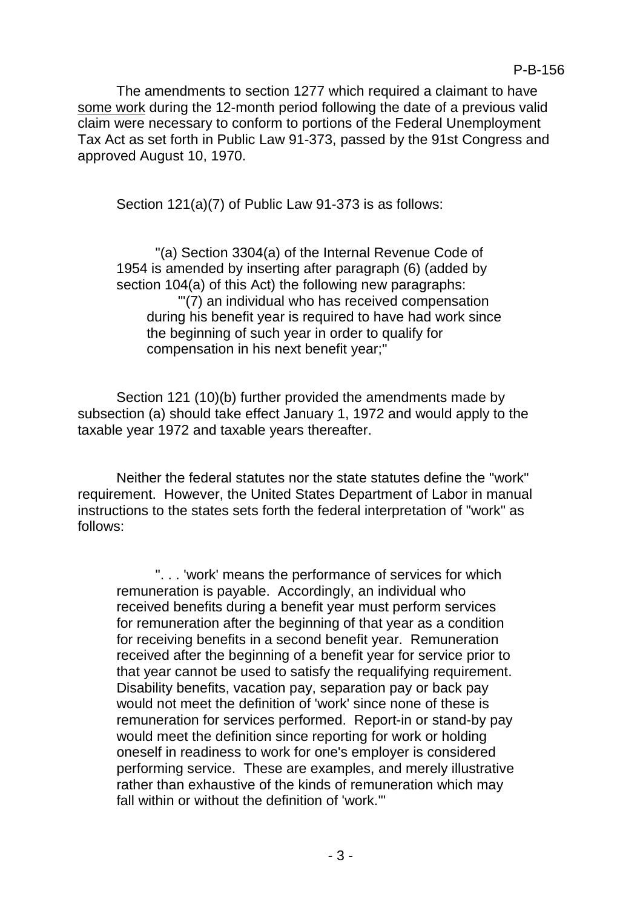The amendments to section 1277 which required a claimant to have <u>some work</u> during the 12-month period following the date of a previous valid claim were necessary to conform to portions of the Federal Unemployment Tax Act as set forth in Public Law 91-373, passed by the 91st Congress and approved August 10, 1970.

Section 121(a)(7) of Public Law 91-373 is as follows:

> "(a) Section 3304(a) of the Internal Revenue Code of 1954 is amended by inserting after paragraph (6) (added by section 104(a) of this Act) the following new paragraphs:
>
> > '"(7) an individual who has received compensation during his benefit year is required to have had work since the beginning of such year in order to qualify for compensation in his next benefit year;"

Section 121 (10)(b) further provided the amendments made by subsection (a) should take effect January 1, 1972 and would apply to the taxable year 1972 and taxable years thereafter.

Neither the federal statutes nor the state statutes define the "work" requirement. However, the United States Department of Labor in manual instructions to the states sets forth the federal interpretation of "work" as follows:

> ". . . 'work' means the performance of services for which remuneration is payable. Accordingly, an individual who received benefits during a benefit year must perform services for remuneration after the beginning of that year as a condition for receiving benefits in a second benefit year. Remuneration received after the beginning of a benefit year for service prior to that year cannot be used to satisfy the requalifying requirement. Disability benefits, vacation pay, separation pay or back pay would not meet the definition of 'work' since none of these is remuneration for services performed. Report-in or stand-by pay would meet the definition since reporting for work or holding oneself in readiness to work for one's employer is considered performing service. These are examples, and merely illustrative rather than exhaustive of the kinds of remuneration which may fall within or without the definition of 'work.'"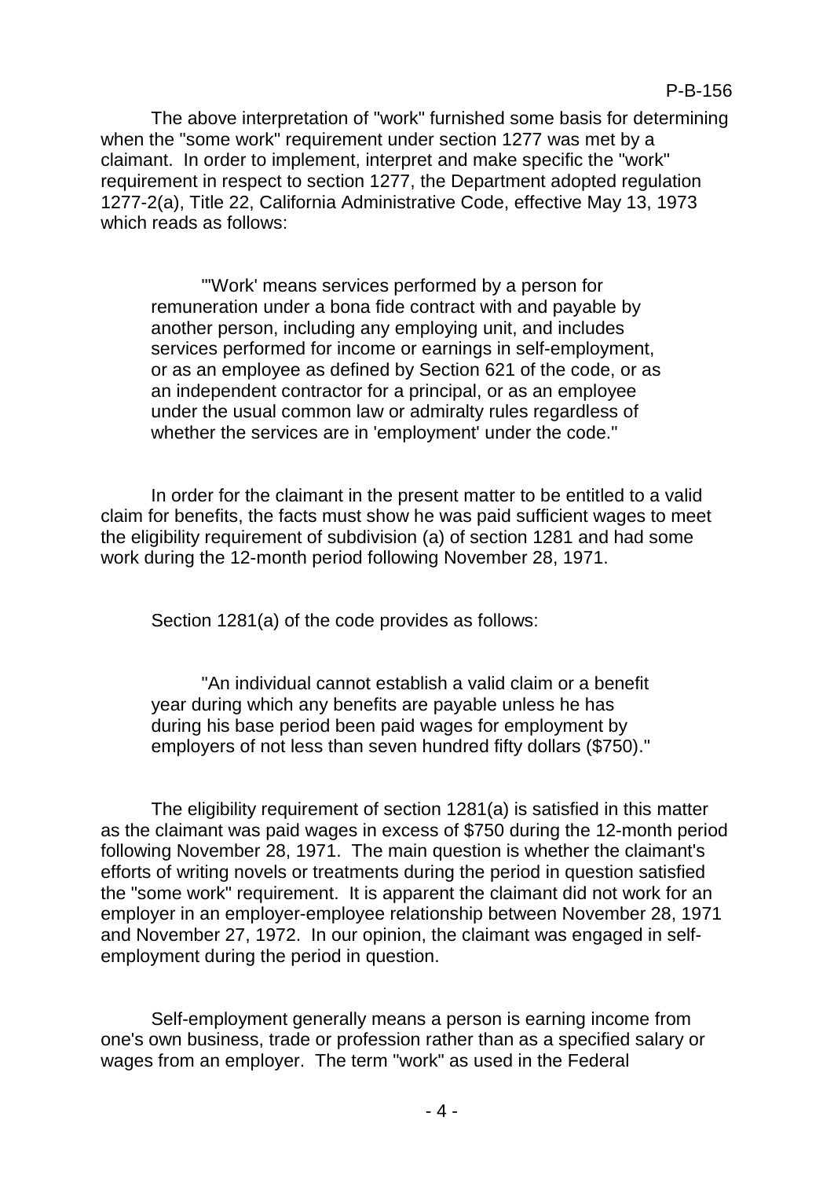The above interpretation of "work" furnished some basis for determining when the "some work" requirement under section 1277 was met by a claimant. In order to implement, interpret and make specific the "work" requirement in respect to section 1277, the Department adopted regulation 1277-2(a), Title 22, California Administrative Code, effective May 13, 1973 which reads as follows:

> "'Work' means services performed by a person for remuneration under a bona fide contract with and payable by another person, including any employing unit, and includes services performed for income or earnings in self-employment, or as an employee as defined by Section 621 of the code, or as an independent contractor for a principal, or as an employee under the usual common law or admiralty rules regardless of whether the services are in 'employment' under the code."

In order for the claimant in the present matter to be entitled to a valid claim for benefits, the facts must show he was paid sufficient wages to meet the eligibility requirement of subdivision (a) of section 1281 and had some work during the 12-month period following November 28, 1971.

Section 1281(a) of the code provides as follows:

> "An individual cannot establish a valid claim or a benefit year during which any benefits are payable unless he has during his base period been paid wages for employment by employers of not less than seven hundred fifty dollars ($750)."

The eligibility requirement of section 1281(a) is satisfied in this matter as the claimant was paid wages in excess of $750 during the 12-month period following November 28, 1971. The main question is whether the claimant's efforts of writing novels or treatments during the period in question satisfied the "some work" requirement. It is apparent the claimant did not work for an employer in an employer-employee relationship between November 28, 1971 and November 27, 1972. In our opinion, the claimant was engaged in self-employment during the period in question.

Self-employment generally means a person is earning income from one's own business, trade or profession rather than as a specified salary or wages from an employer. The term "work" as used in the Federal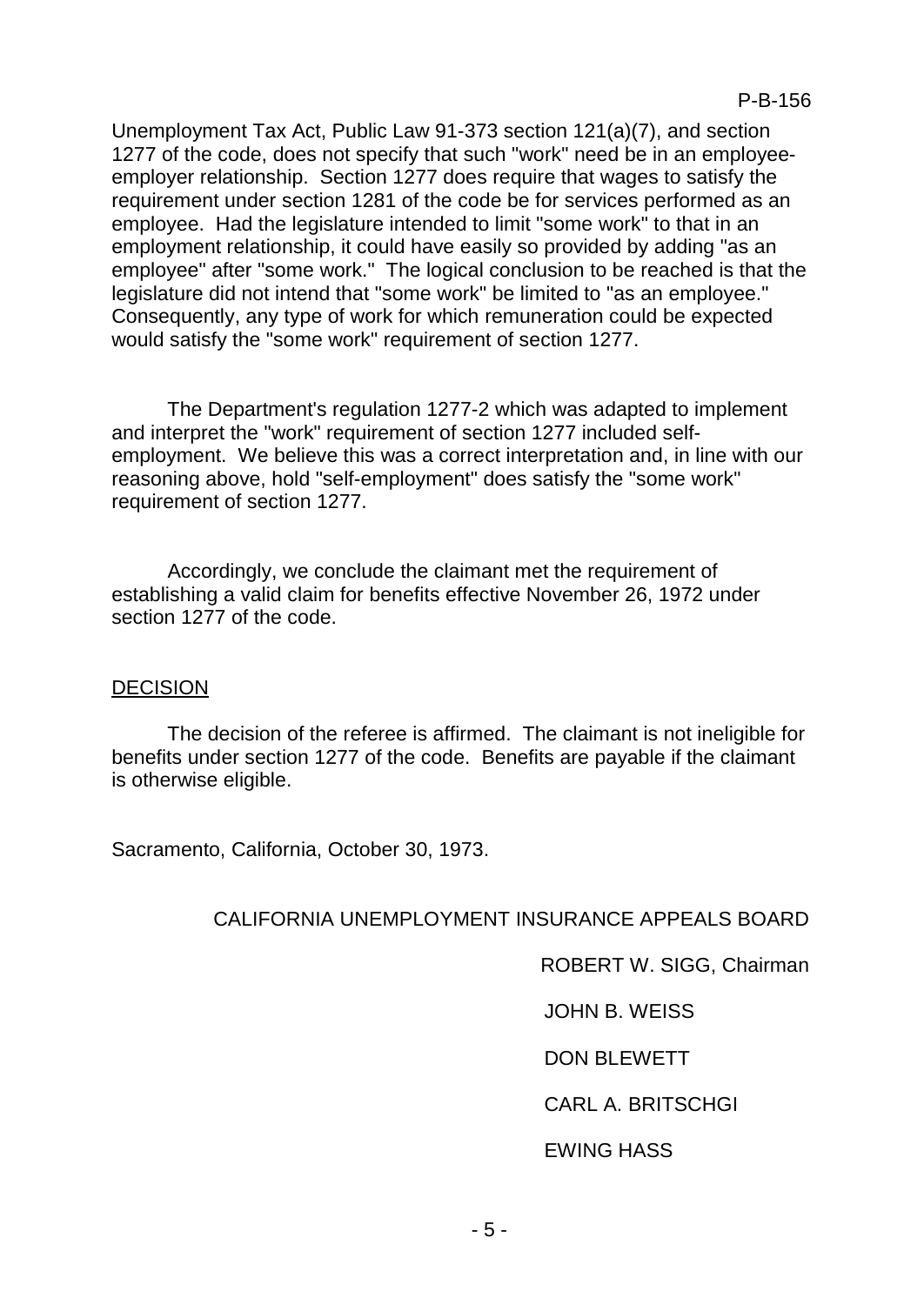Unemployment Tax Act, Public Law 91-373 section 121(a)(7), and section 1277 of the code, does not specify that such "work" need be in an employee-employer relationship. Section 1277 does require that wages to satisfy the requirement under section 1281 of the code be for services performed as an employee. Had the legislature intended to limit "some work" to that in an employment relationship, it could have easily so provided by adding "as an employee" after "some work." The logical conclusion to be reached is that the legislature did not intend that "some work" be limited to "as an employee." Consequently, any type of work for which remuneration could be expected would satisfy the "some work" requirement of section 1277.

The Department's regulation 1277-2 which was adapted to implement and interpret the "work" requirement of section 1277 included self-employment. We believe this was a correct interpretation and, in line with our reasoning above, hold "self-employment" does satisfy the "some work" requirement of section 1277.

Accordingly, we conclude the claimant met the requirement of establishing a valid claim for benefits effective November 26, 1972 under section 1277 of the code.

## DECISION

The decision of the referee is affirmed. The claimant is not ineligible for benefits under section 1277 of the code. Benefits are payable if the claimant is otherwise eligible.

Sacramento, California, October 30, 1973.

CALIFORNIA UNEMPLOYMENT INSURANCE APPEALS BOARD

ROBERT W. SIGG, Chairman

JOHN B. WEISS

DON BLEWETT

CARL A. BRITSCHGI

EWING HASS